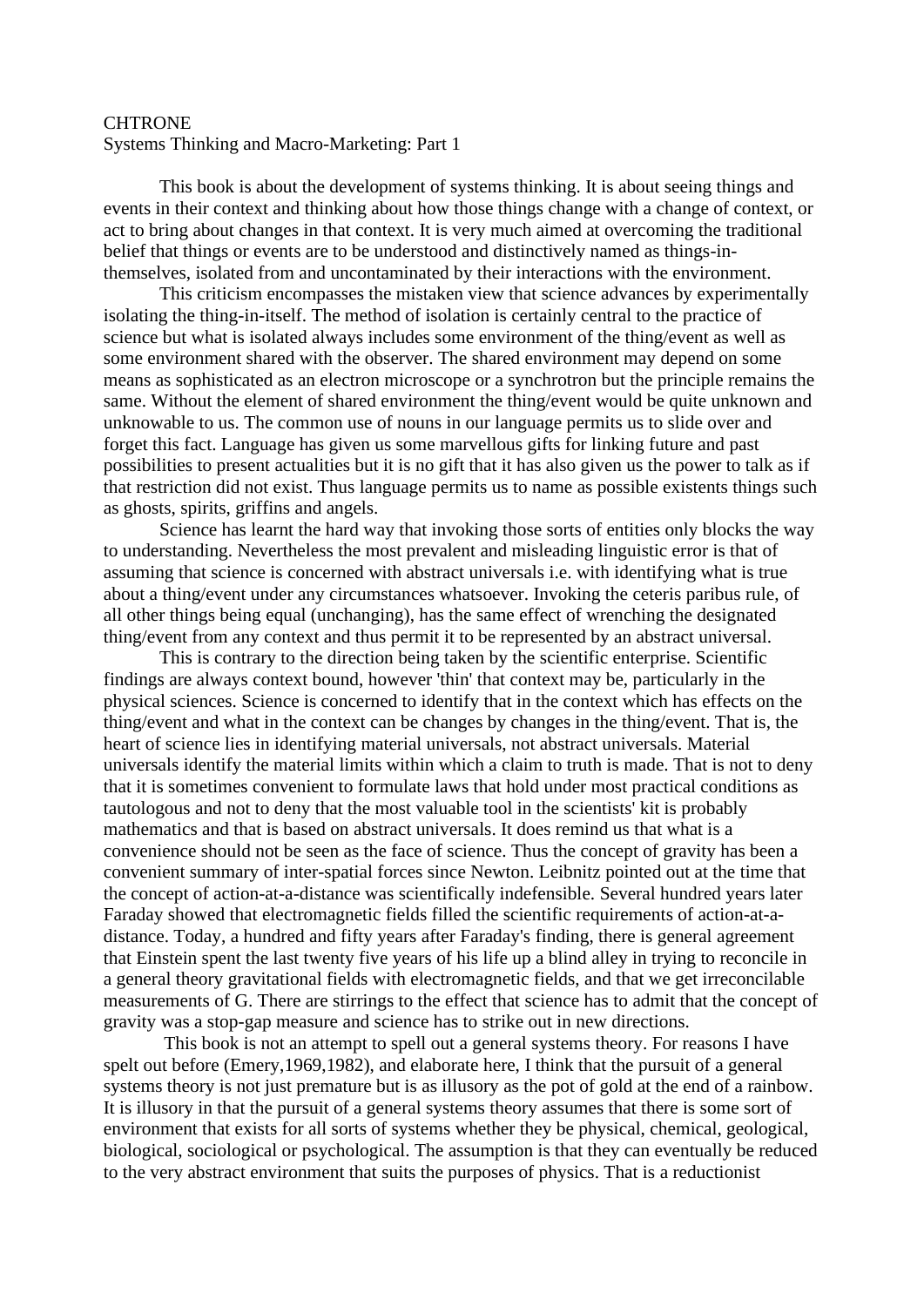CHTRONE

Systems Thinking and Macro-Marketing: Part 1

This book is about the development of systems thinking. It is about seeing things and events in their context and thinking about how those things change with a change of context, or act to bring about changes in that context. It is very much aimed at overcoming the traditional belief that things or events are to be understood and distinctively named as things-in-themselves, isolated from and uncontaminated by their interactions with the environment.

This criticism encompasses the mistaken view that science advances by experimentally isolating the thing-in-itself. The method of isolation is certainly central to the practice of science but what is isolated always includes some environment of the thing/event as well as some environment shared with the observer. The shared environment may depend on some means as sophisticated as an electron microscope or a synchrotron but the principle remains the same. Without the element of shared environment the thing/event would be quite unknown and unknowable to us. The common use of nouns in our language permits us to slide over and forget this fact. Language has given us some marvellous gifts for linking future and past possibilities to present actualities but it is no gift that it has also given us the power to talk as if that restriction did not exist. Thus language permits us to name as possible existents things such as ghosts, spirits, griffins and angels.

Science has learnt the hard way that invoking those sorts of entities only blocks the way to understanding. Nevertheless the most prevalent and misleading linguistic error is that of assuming that science is concerned with abstract universals i.e. with identifying what is true about a thing/event under any circumstances whatsoever. Invoking the ceteris paribus rule, of all other things being equal (unchanging), has the same effect of wrenching the designated thing/event from any context and thus permit it to be represented by an abstract universal.

This is contrary to the direction being taken by the scientific enterprise. Scientific findings are always context bound, however 'thin' that context may be, particularly in the physical sciences. Science is concerned to identify that in the context which has effects on the thing/event and what in the context can be changes by changes in the thing/event. That is, the heart of science lies in identifying material universals, not abstract universals. Material universals identify the material limits within which a claim to truth is made. That is not to deny that it is sometimes convenient to formulate laws that hold under most practical conditions as tautologous and not to deny that the most valuable tool in the scientists' kit is probably mathematics and that is based on abstract universals. It does remind us that what is a convenience should not be seen as the face of science. Thus the concept of gravity has been a convenient summary of inter-spatial forces since Newton. Leibnitz pointed out at the time that the concept of action-at-a-distance was scientifically indefensible. Several hundred years later Faraday showed that electromagnetic fields filled the scientific requirements of action-at-a-distance. Today, a hundred and fifty years after Faraday's finding, there is general agreement that Einstein spent the last twenty five years of his life up a blind alley in trying to reconcile in a general theory gravitational fields with electromagnetic fields, and that we get irreconcilable measurements of G. There are stirrings to the effect that science has to admit that the concept of gravity was a stop-gap measure and science has to strike out in new directions.

This book is not an attempt to spell out a general systems theory. For reasons I have spelt out before (Emery,1969,1982), and elaborate here, I think that the pursuit of a general systems theory is not just premature but is as illusory as the pot of gold at the end of a rainbow. It is illusory in that the pursuit of a general systems theory assumes that there is some sort of environment that exists for all sorts of systems whether they be physical, chemical, geological, biological, sociological or psychological. The assumption is that they can eventually be reduced to the very abstract environment that suits the purposes of physics. That is a reductionist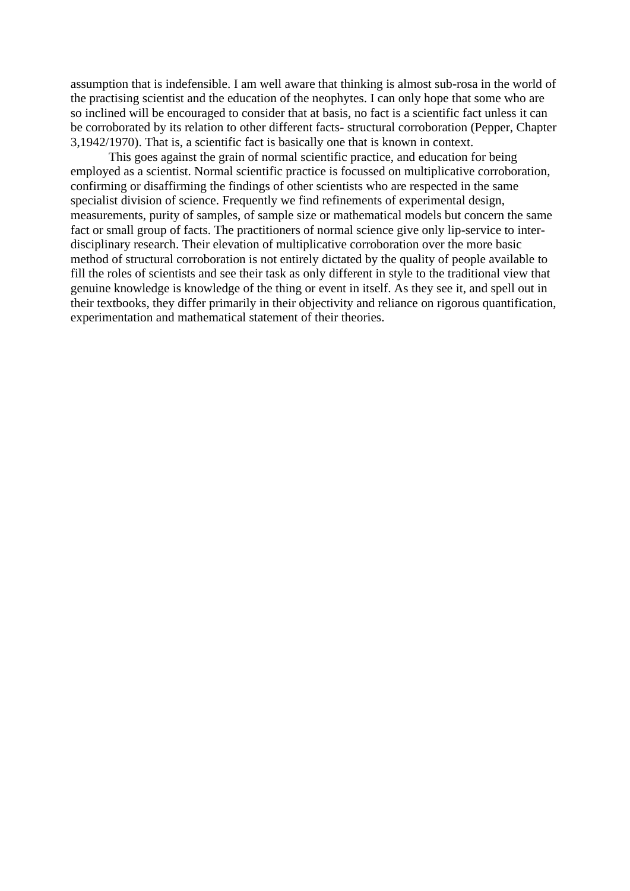assumption that is indefensible. I am well aware that thinking is almost sub-rosa in the world of the practising scientist and the education of the neophytes. I can only hope that some who are so inclined will be encouraged to consider that at basis, no fact is a scientific fact unless it can be corroborated by its relation to other different facts- structural corroboration (Pepper, Chapter 3,1942/1970). That is, a scientific fact is basically one that is known in context.

This goes against the grain of normal scientific practice, and education for being employed as a scientist. Normal scientific practice is focussed on multiplicative corroboration, confirming or disaffirming the findings of other scientists who are respected in the same specialist division of science. Frequently we find refinements of experimental design, measurements, purity of samples, of sample size or mathematical models but concern the same fact or small group of facts. The practitioners of normal science give only lip-service to inter-disciplinary research. Their elevation of multiplicative corroboration over the more basic method of structural corroboration is not entirely dictated by the quality of people available to fill the roles of scientists and see their task as only different in style to the traditional view that genuine knowledge is knowledge of the thing or event in itself. As they see it, and spell out in their textbooks, they differ primarily in their objectivity and reliance on rigorous quantification, experimentation and mathematical statement of their theories.